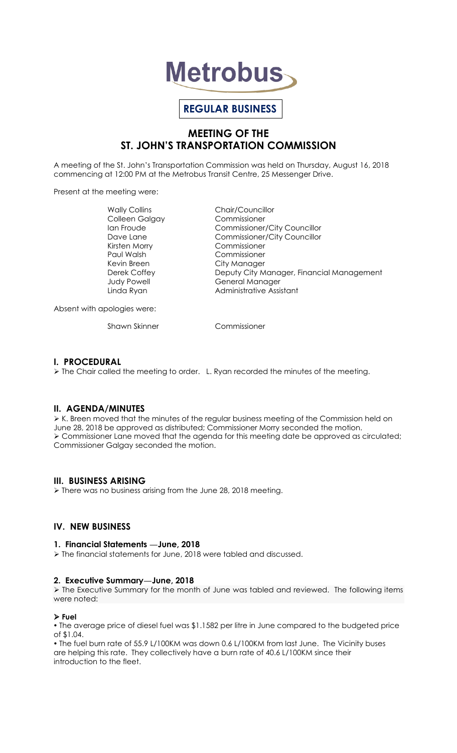# Metrobus

**REGULAR BUSINESS**

## MEETING OF THE ST. JOHN'S TRANSPORTATION COMMISSION

A meeting of the St. John's Transportation Commission was held on Thursday, August 16, 2018 commencing at 12:00 PM at the Metrobus Transit Centre, 25 Messenger Drive.

Present at the meeting were:

| | |
|---|---|
| Wally Collins | Chair/Councillor |
| Colleen Galgay | Commissioner |
| Ian Froude | Commissioner/City Councillor |
| Dave Lane | Commissioner/City Councillor |
| Kirsten Morry | Commissioner |
| Paul Walsh | Commissioner |
| Kevin Breen | City Manager |
| Derek Coffey | Deputy City Manager, Financial Management |
| Judy Powell | General Manager |
| Linda Ryan | Administrative Assistant |

Absent with apologies were:

| | |
|---|---|
| Shawn Skinner | Commissioner |

### I. PROCEDURAL

- The Chair called the meeting to order. L. Ryan recorded the minutes of the meeting.

### II. AGENDA/MINUTES

- K. Breen moved that the minutes of the regular business meeting of the Commission held on June 28, 2018 be approved as distributed; Commissioner Morry seconded the motion.
- Commissioner Lane moved that the agenda for this meeting date be approved as circulated; Commissioner Galgay seconded the motion.

### III. BUSINESS ARISING

- There was no business arising from the June 28, 2018 meeting.

### IV. NEW BUSINESS

#### 1. Financial Statements —June, 2018

- The financial statements for June, 2018 were tabled and discussed.

#### 2. Executive Summary—June, 2018

- The Executive Summary for the month of June was tabled and reviewed. The following items were noted:

**Fuel**

- The average price of diesel fuel was $1.1582 per litre in June compared to the budgeted price of $1.04.
- The fuel burn rate of 55.9 L/100KM was down 0.6 L/100KM from last June. The Vicinity buses are helping this rate. They collectively have a burn rate of 40.6 L/100KM since their introduction to the fleet.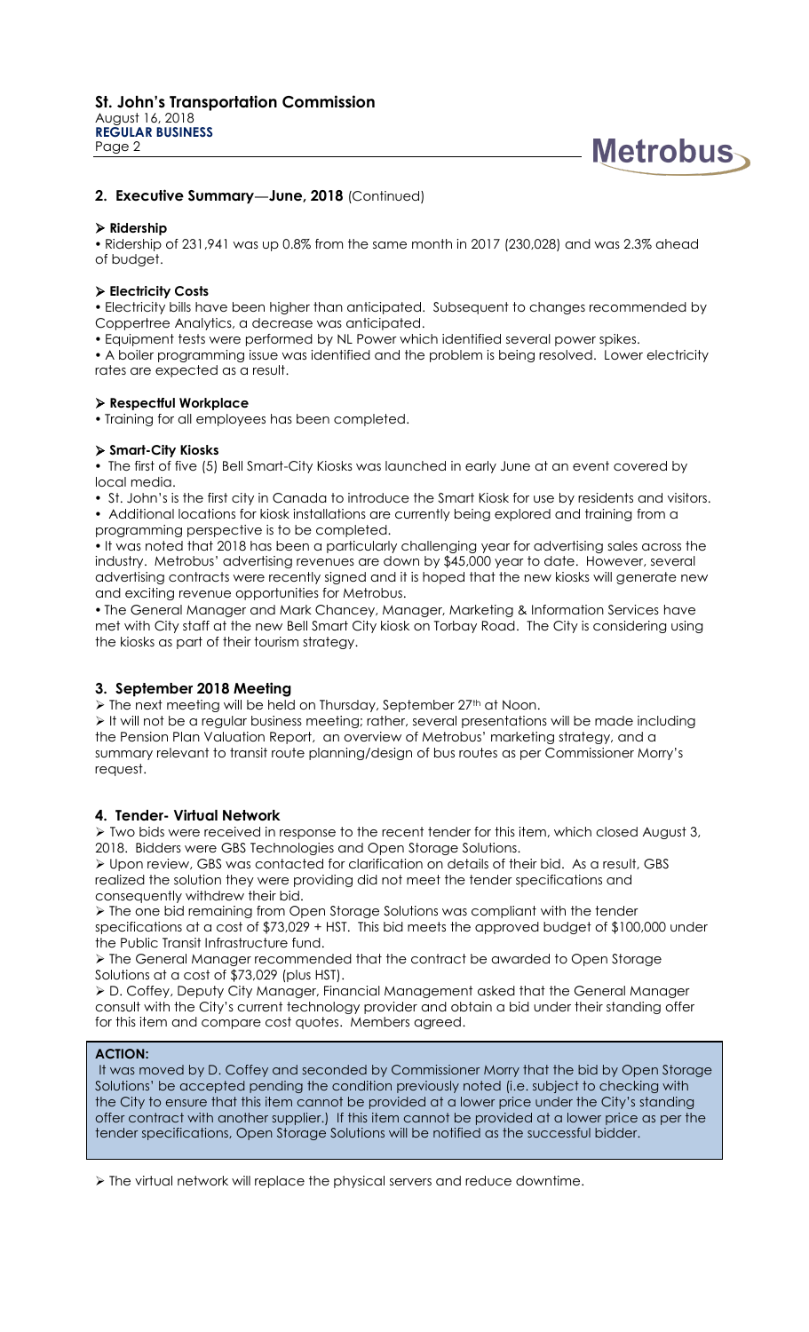## 2. Executive Summary—June, 2018 (Continued)

### ➢ Ridership

• Ridership of 231,941 was up 0.8% from the same month in 2017 (230,028) and was 2.3% ahead of budget.

### ➢ Electricity Costs

• Electricity bills have been higher than anticipated. Subsequent to changes recommended by Coppertree Analytics, a decrease was anticipated.
• Equipment tests were performed by NL Power which identified several power spikes.
• A boiler programming issue was identified and the problem is being resolved. Lower electricity rates are expected as a result.

### ➢ Respectful Workplace

• Training for all employees has been completed.

### ➢ Smart-City Kiosks

• The first of five (5) Bell Smart-City Kiosks was launched in early June at an event covered by local media.
• St. John's is the first city in Canada to introduce the Smart Kiosk for use by residents and visitors.
• Additional locations for kiosk installations are currently being explored and training from a programming perspective is to be completed.
• It was noted that 2018 has been a particularly challenging year for advertising sales across the industry. Metrobus' advertising revenues are down by $45,000 year to date. However, several advertising contracts were recently signed and it is hoped that the new kiosks will generate new and exciting revenue opportunities for Metrobus.
• The General Manager and Mark Chancey, Manager, Marketing & Information Services have met with City staff at the new Bell Smart City kiosk on Torbay Road. The City is considering using the kiosks as part of their tourism strategy.

## 3. September 2018 Meeting

➢ The next meeting will be held on Thursday, September 27th at Noon.
➢ It will not be a regular business meeting; rather, several presentations will be made including the Pension Plan Valuation Report, an overview of Metrobus' marketing strategy, and a summary relevant to transit route planning/design of bus routes as per Commissioner Morry's request.

## 4. Tender- Virtual Network

➢ Two bids were received in response to the recent tender for this item, which closed August 3, 2018. Bidders were GBS Technologies and Open Storage Solutions.
➢ Upon review, GBS was contacted for clarification on details of their bid. As a result, GBS realized the solution they were providing did not meet the tender specifications and consequently withdrew their bid.
➢ The one bid remaining from Open Storage Solutions was compliant with the tender specifications at a cost of $73,029 + HST. This bid meets the approved budget of $100,000 under the Public Transit Infrastructure fund.
➢ The General Manager recommended that the contract be awarded to Open Storage Solutions at a cost of $73,029 (plus HST).
➢ D. Coffey, Deputy City Manager, Financial Management asked that the General Manager consult with the City's current technology provider and obtain a bid under their standing offer for this item and compare cost quotes. Members agreed.

**ACTION:**
It was moved by D. Coffey and seconded by Commissioner Morry that the bid by Open Storage Solutions' be accepted pending the condition previously noted (i.e. subject to checking with the City to ensure that this item cannot be provided at a lower price under the City's standing offer contract with another supplier.) If this item cannot be provided at a lower price as per the tender specifications, Open Storage Solutions will be notified as the successful bidder.

➢ The virtual network will replace the physical servers and reduce downtime.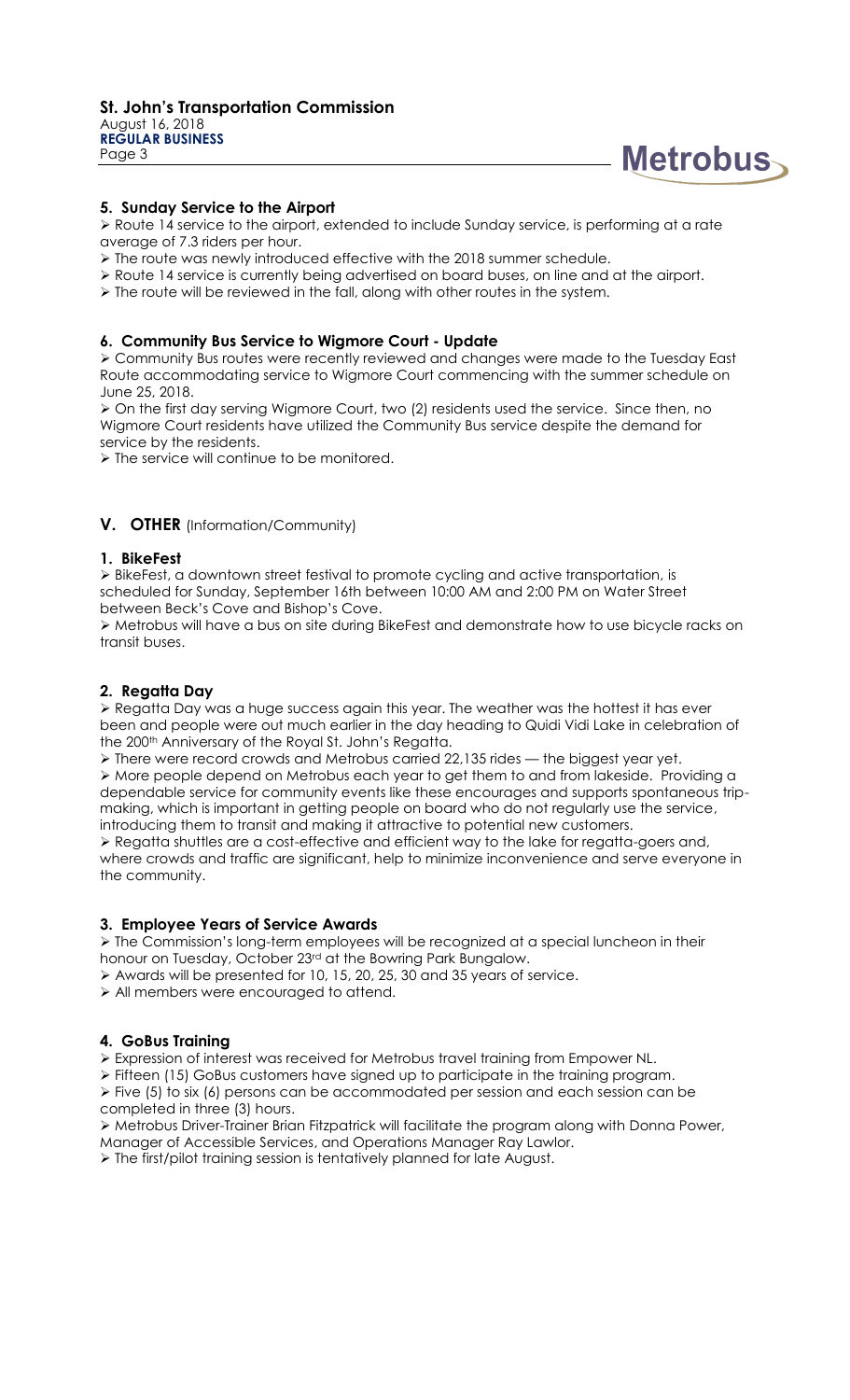### 5. Sunday Service to the Airport

- Route 14 service to the airport, extended to include Sunday service, is performing at a rate average of 7.3 riders per hour.
- The route was newly introduced effective with the 2018 summer schedule.
- Route 14 service is currently being advertised on board buses, on line and at the airport.
- The route will be reviewed in the fall, along with other routes in the system.

### 6. Community Bus Service to Wigmore Court - Update

- Community Bus routes were recently reviewed and changes were made to the Tuesday East Route accommodating service to Wigmore Court commencing with the summer schedule on June 25, 2018.
- On the first day serving Wigmore Court, two (2) residents used the service. Since then, no Wigmore Court residents have utilized the Community Bus service despite the demand for service by the residents.
- The service will continue to be monitored.

## V. OTHER (Information/Community)

### 1. BikeFest

- BikeFest, a downtown street festival to promote cycling and active transportation, is scheduled for Sunday, September 16th between 10:00 AM and 2:00 PM on Water Street between Beck's Cove and Bishop's Cove.
- Metrobus will have a bus on site during BikeFest and demonstrate how to use bicycle racks on transit buses.

### 2. Regatta Day

- Regatta Day was a huge success again this year. The weather was the hottest it has ever been and people were out much earlier in the day heading to Quidi Vidi Lake in celebration of the 200th Anniversary of the Royal St. John's Regatta.
- There were record crowds and Metrobus carried 22,135 rides — the biggest year yet.
- More people depend on Metrobus each year to get them to and from lakeside. Providing a dependable service for community events like these encourages and supports spontaneous trip-making, which is important in getting people on board who do not regularly use the service, introducing them to transit and making it attractive to potential new customers.
- Regatta shuttles are a cost-effective and efficient way to the lake for regatta-goers and, where crowds and traffic are significant, help to minimize inconvenience and serve everyone in the community.

### 3. Employee Years of Service Awards

- The Commission's long-term employees will be recognized at a special luncheon in their honour on Tuesday, October 23rd at the Bowring Park Bungalow.
- Awards will be presented for 10, 15, 20, 25, 30 and 35 years of service.
- All members were encouraged to attend.

### 4. GoBus Training

- Expression of interest was received for Metrobus travel training from Empower NL.
- Fifteen (15) GoBus customers have signed up to participate in the training program.
- Five (5) to six (6) persons can be accommodated per session and each session can be completed in three (3) hours.
- Metrobus Driver-Trainer Brian Fitzpatrick will facilitate the program along with Donna Power, Manager of Accessible Services, and Operations Manager Ray Lawlor.
- The first/pilot training session is tentatively planned for late August.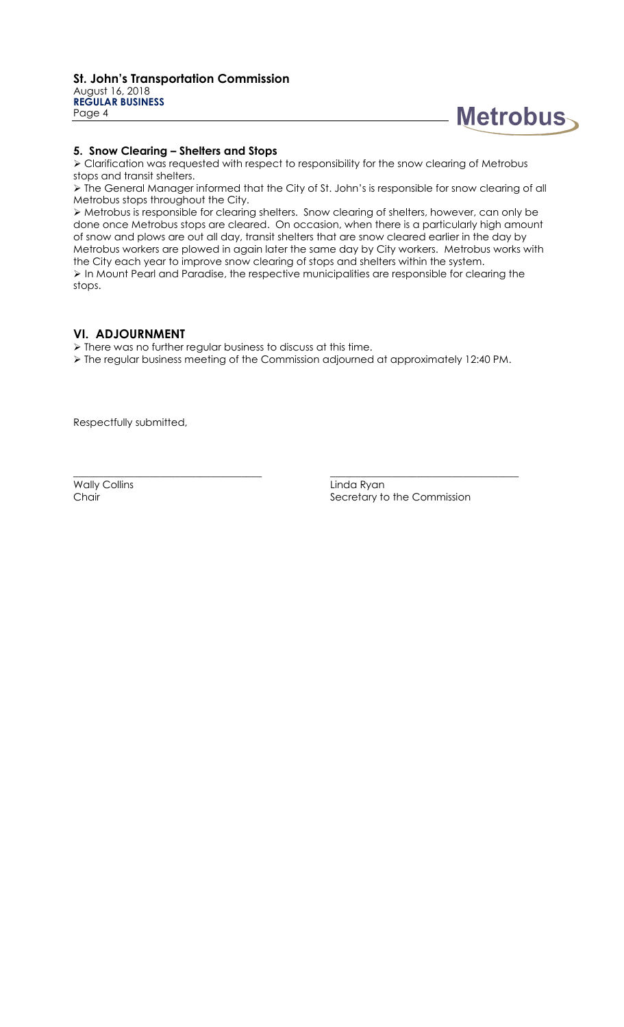### 5. Snow Clearing – Shelters and Stops

- Clarification was requested with respect to responsibility for the snow clearing of Metrobus stops and transit shelters.
- The General Manager informed that the City of St. John's is responsible for snow clearing of all Metrobus stops throughout the City.
- Metrobus is responsible for clearing shelters. Snow clearing of shelters, however, can only be done once Metrobus stops are cleared. On occasion, when there is a particularly high amount of snow and plows are out all day, transit shelters that are snow cleared earlier in the day by Metrobus workers are plowed in again later the same day by City workers. Metrobus works with the City each year to improve snow clearing of stops and shelters within the system.
- In Mount Pearl and Paradise, the respective municipalities are responsible for clearing the stops.

## VI. ADJOURNMENT

- There was no further regular business to discuss at this time.
- The regular business meeting of the Commission adjourned at approximately 12:40 PM.

Respectfully submitted,

| | |
|---|---|
| \_\_\_\_\_\_\_\_\_\_\_\_\_\_\_\_\_\_\_\_\_\_\_\_\_\_\_\_\_\_ | \_\_\_\_\_\_\_\_\_\_\_\_\_\_\_\_\_\_\_\_\_\_\_\_\_\_\_\_\_\_ |
| Wally Collins | Linda Ryan |
| Chair | Secretary to the Commission |